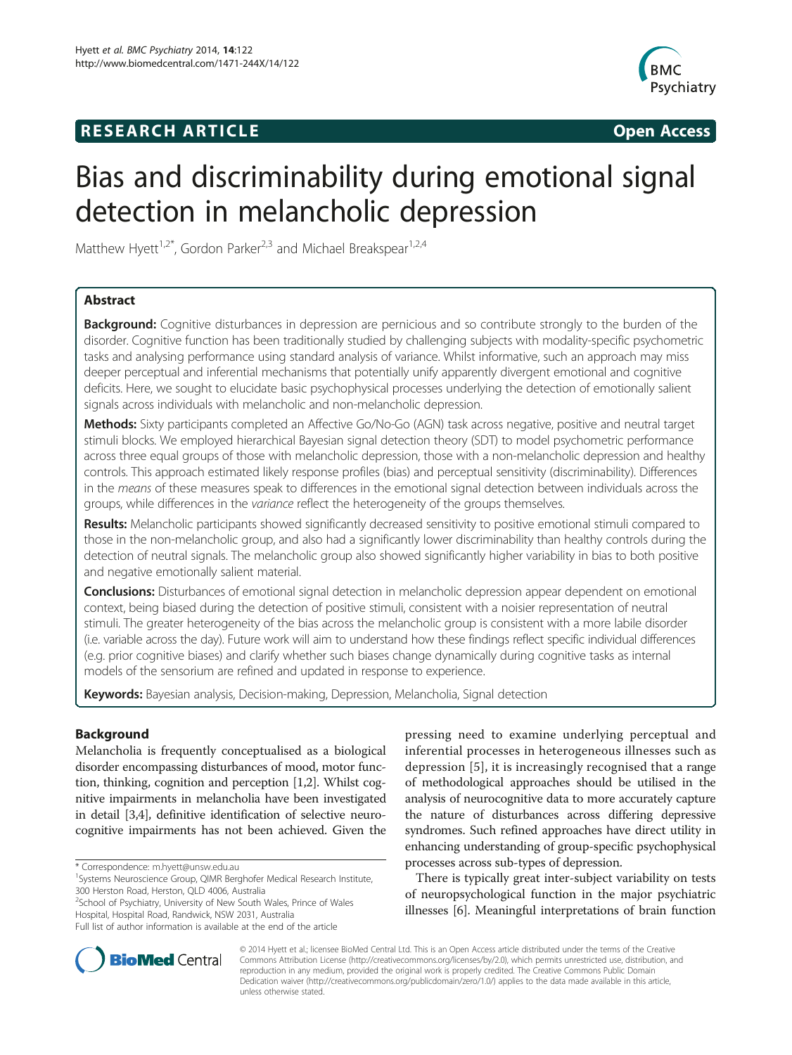**RESEARCH ARTICLE** **Open Access**

# Bias and discriminability during emotional signal detection in melancholic depression

Matthew Hyett[1,2*], Gordon Parker[2,3] and Michael Breakspear[1,2,4]

## Abstract

**Background:** Cognitive disturbances in depression are pernicious and so contribute strongly to the burden of the disorder. Cognitive function has been traditionally studied by challenging subjects with modality-specific psychometric tasks and analysing performance using standard analysis of variance. Whilst informative, such an approach may miss deeper perceptual and inferential mechanisms that potentially unify apparently divergent emotional and cognitive deficits. Here, we sought to elucidate basic psychophysical processes underlying the detection of emotionally salient signals across individuals with melancholic and non-melancholic depression.

**Methods:** Sixty participants completed an Affective Go/No-Go (AGN) task across negative, positive and neutral target stimuli blocks. We employed hierarchical Bayesian signal detection theory (SDT) to model psychometric performance across three equal groups of those with melancholic depression, those with a non-melancholic depression and healthy controls. This approach estimated likely response profiles (bias) and perceptual sensitivity (discriminability). Differences in the *means* of these measures speak to differences in the emotional signal detection between individuals across the groups, while differences in the *variance* reflect the heterogeneity of the groups themselves.

**Results:** Melancholic participants showed significantly decreased sensitivity to positive emotional stimuli compared to those in the non-melancholic group, and also had a significantly lower discriminability than healthy controls during the detection of neutral signals. The melancholic group also showed significantly higher variability in bias to both positive and negative emotionally salient material.

**Conclusions:** Disturbances of emotional signal detection in melancholic depression appear dependent on emotional context, being biased during the detection of positive stimuli, consistent with a noisier representation of neutral stimuli. The greater heterogeneity of the bias across the melancholic group is consistent with a more labile disorder (i.e. variable across the day). Future work will aim to understand how these findings reflect specific individual differences (e.g. prior cognitive biases) and clarify whether such biases change dynamically during cognitive tasks as internal models of the sensorium are refined and updated in response to experience.

**Keywords:** Bayesian analysis, Decision-making, Depression, Melancholia, Signal detection

## Background

Melancholia is frequently conceptualised as a biological disorder encompassing disturbances of mood, motor function, thinking, cognition and perception [1,2]. Whilst cognitive impairments in melancholia have been investigated in detail [3,4], definitive identification of selective neurocognitive impairments has not been achieved. Given the pressing need to examine underlying perceptual and inferential processes in heterogeneous illnesses such as depression [5], it is increasingly recognised that a range of methodological approaches should be utilised in the analysis of neurocognitive data to more accurately capture the nature of disturbances across differing depressive syndromes. Such refined approaches have direct utility in enhancing understanding of group-specific psychophysical processes across sub-types of depression.

There is typically great inter-subject variability on tests of neuropsychological function in the major psychiatric illnesses [6]. Meaningful interpretations of brain function

* Correspondence: m.hyett@unsw.edu.au
[1]Systems Neuroscience Group, QIMR Berghofer Medical Research Institute, 300 Herston Road, Herston, QLD 4006, Australia
[2]School of Psychiatry, University of New South Wales, Prince of Wales Hospital, Hospital Road, Randwick, NSW 2031, Australia
Full list of author information is available at the end of the article

© 2014 Hyett et al.; licensee BioMed Central Ltd. This is an Open Access article distributed under the terms of the Creative Commons Attribution License (http://creativecommons.org/licenses/by/2.0), which permits unrestricted use, distribution, and reproduction in any medium, provided the original work is properly credited. The Creative Commons Public Domain Dedication waiver (http://creativecommons.org/publicdomain/zero/1.0/) applies to the data made available in this article, unless otherwise stated.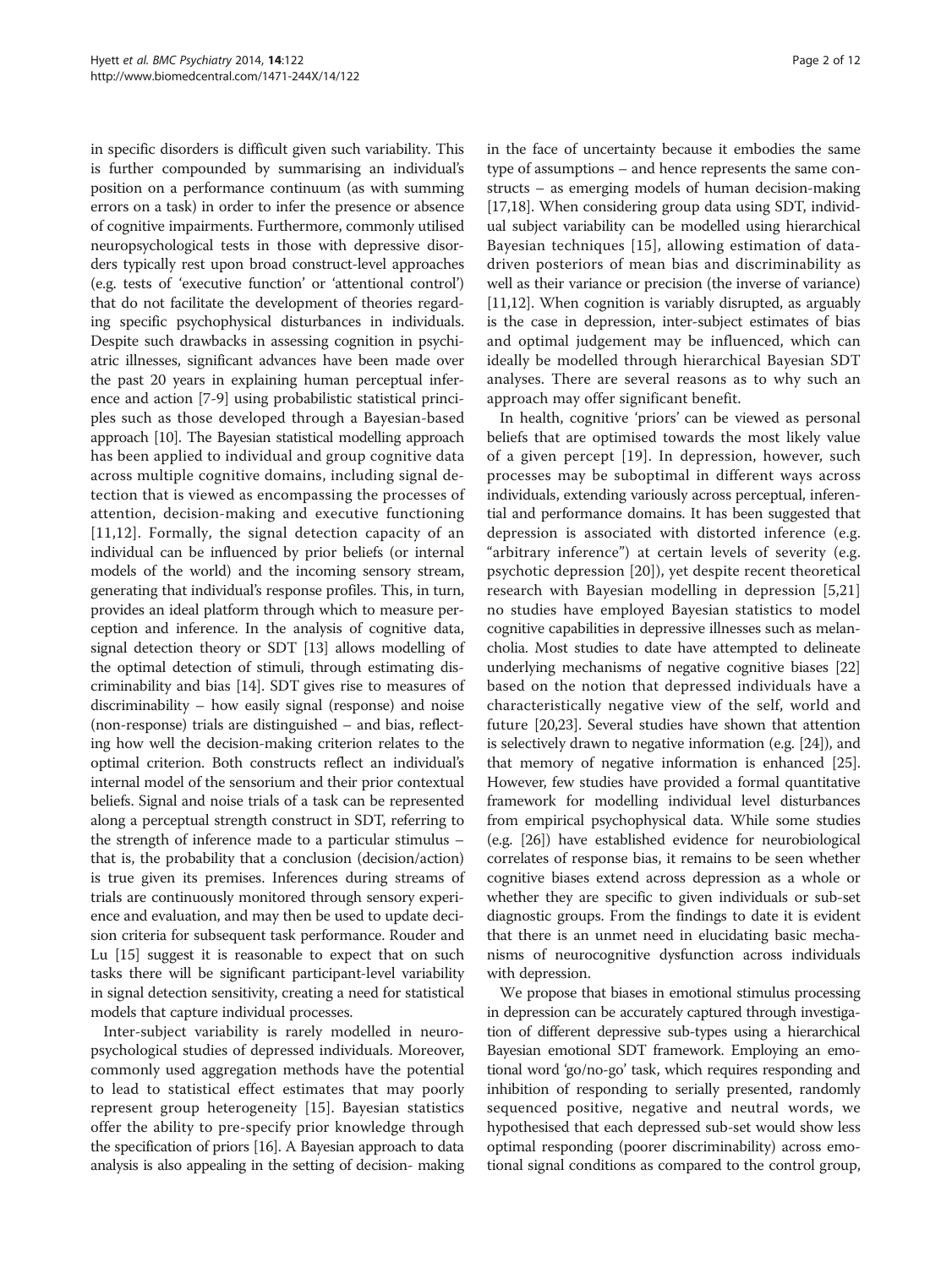in specific disorders is difficult given such variability. This is further compounded by summarising an individual's position on a performance continuum (as with summing errors on a task) in order to infer the presence or absence of cognitive impairments. Furthermore, commonly utilised neuropsychological tests in those with depressive disorders typically rest upon broad construct-level approaches (e.g. tests of 'executive function' or 'attentional control') that do not facilitate the development of theories regarding specific psychophysical disturbances in individuals. Despite such drawbacks in assessing cognition in psychiatric illnesses, significant advances have been made over the past 20 years in explaining human perceptual inference and action [7-9] using probabilistic statistical principles such as those developed through a Bayesian-based approach [10]. The Bayesian statistical modelling approach has been applied to individual and group cognitive data across multiple cognitive domains, including signal detection that is viewed as encompassing the processes of attention, decision-making and executive functioning [11,12]. Formally, the signal detection capacity of an individual can be influenced by prior beliefs (or internal models of the world) and the incoming sensory stream, generating that individual's response profiles. This, in turn, provides an ideal platform through which to measure perception and inference. In the analysis of cognitive data, signal detection theory or SDT [13] allows modelling of the optimal detection of stimuli, through estimating discriminability and bias [14]. SDT gives rise to measures of discriminability – how easily signal (response) and noise (non-response) trials are distinguished – and bias, reflecting how well the decision-making criterion relates to the optimal criterion. Both constructs reflect an individual's internal model of the sensorium and their prior contextual beliefs. Signal and noise trials of a task can be represented along a perceptual strength construct in SDT, referring to the strength of inference made to a particular stimulus – that is, the probability that a conclusion (decision/action) is true given its premises. Inferences during streams of trials are continuously monitored through sensory experience and evaluation, and may then be used to update decision criteria for subsequent task performance. Rouder and Lu [15] suggest it is reasonable to expect that on such tasks there will be significant participant-level variability in signal detection sensitivity, creating a need for statistical models that capture individual processes.

Inter-subject variability is rarely modelled in neuropsychological studies of depressed individuals. Moreover, commonly used aggregation methods have the potential to lead to statistical effect estimates that may poorly represent group heterogeneity [15]. Bayesian statistics offer the ability to pre-specify prior knowledge through the specification of priors [16]. A Bayesian approach to data analysis is also appealing in the setting of decision- making in the face of uncertainty because it embodies the same type of assumptions – and hence represents the same constructs – as emerging models of human decision-making [17,18]. When considering group data using SDT, individual subject variability can be modelled using hierarchical Bayesian techniques [15], allowing estimation of data-driven posteriors of mean bias and discriminability as well as their variance or precision (the inverse of variance) [11,12]. When cognition is variably disrupted, as arguably is the case in depression, inter-subject estimates of bias and optimal judgement may be influenced, which can ideally be modelled through hierarchical Bayesian SDT analyses. There are several reasons as to why such an approach may offer significant benefit.

In health, cognitive 'priors' can be viewed as personal beliefs that are optimised towards the most likely value of a given percept [19]. In depression, however, such processes may be suboptimal in different ways across individuals, extending variously across perceptual, inferential and performance domains. It has been suggested that depression is associated with distorted inference (e.g. "arbitrary inference") at certain levels of severity (e.g. psychotic depression [20]), yet despite recent theoretical research with Bayesian modelling in depression [5,21] no studies have employed Bayesian statistics to model cognitive capabilities in depressive illnesses such as melancholia. Most studies to date have attempted to delineate underlying mechanisms of negative cognitive biases [22] based on the notion that depressed individuals have a characteristically negative view of the self, world and future [20,23]. Several studies have shown that attention is selectively drawn to negative information (e.g. [24]), and that memory of negative information is enhanced [25]. However, few studies have provided a formal quantitative framework for modelling individual level disturbances from empirical psychophysical data. While some studies (e.g. [26]) have established evidence for neurobiological correlates of response bias, it remains to be seen whether cognitive biases extend across depression as a whole or whether they are specific to given individuals or sub-set diagnostic groups. From the findings to date it is evident that there is an unmet need in elucidating basic mechanisms of neurocognitive dysfunction across individuals with depression.

We propose that biases in emotional stimulus processing in depression can be accurately captured through investigation of different depressive sub-types using a hierarchical Bayesian emotional SDT framework. Employing an emotional word 'go/no-go' task, which requires responding and inhibition of responding to serially presented, randomly sequenced positive, negative and neutral words, we hypothesised that each depressed sub-set would show less optimal responding (poorer discriminability) across emotional signal conditions as compared to the control group,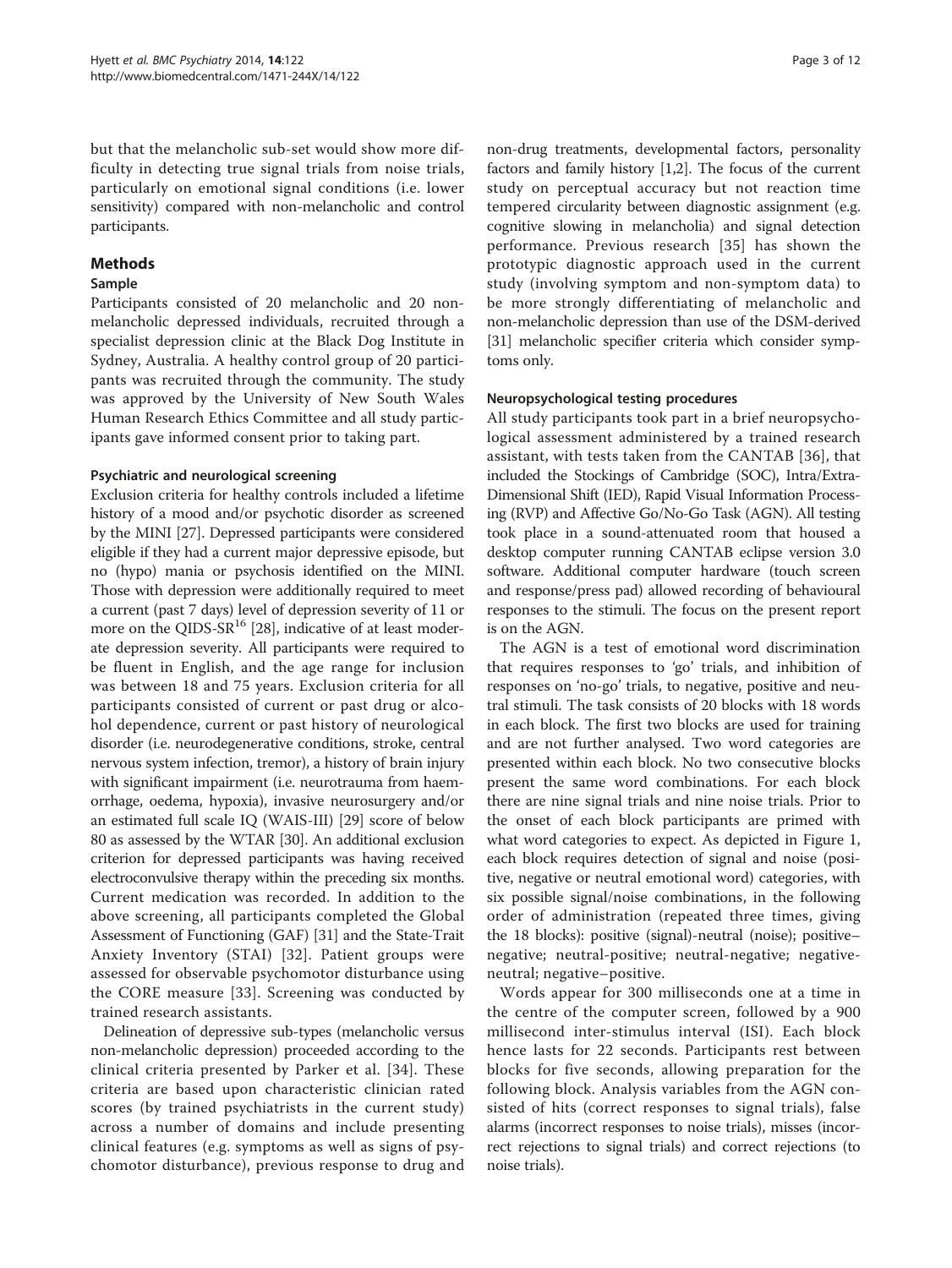but that the melancholic sub-set would show more difficulty in detecting true signal trials from noise trials, particularly on emotional signal conditions (i.e. lower sensitivity) compared with non-melancholic and control participants.

## Methods

### Sample

Participants consisted of 20 melancholic and 20 non-melancholic depressed individuals, recruited through a specialist depression clinic at the Black Dog Institute in Sydney, Australia. A healthy control group of 20 participants was recruited through the community. The study was approved by the University of New South Wales Human Research Ethics Committee and all study participants gave informed consent prior to taking part.

#### Psychiatric and neurological screening

Exclusion criteria for healthy controls included a lifetime history of a mood and/or psychotic disorder as screened by the MINI [27]. Depressed participants were considered eligible if they had a current major depressive episode, but no (hypo) mania or psychosis identified on the MINI. Those with depression were additionally required to meet a current (past 7 days) level of depression severity of 11 or more on the QIDS-SR$^{16}$ [28], indicative of at least moderate depression severity. All participants were required to be fluent in English, and the age range for inclusion was between 18 and 75 years. Exclusion criteria for all participants consisted of current or past drug or alcohol dependence, current or past history of neurological disorder (i.e. neurodegenerative conditions, stroke, central nervous system infection, tremor), a history of brain injury with significant impairment (i.e. neurotrauma from haemorrhage, oedema, hypoxia), invasive neurosurgery and/or an estimated full scale IQ (WAIS-III) [29] score of below 80 as assessed by the WTAR [30]. An additional exclusion criterion for depressed participants was having received electroconvulsive therapy within the preceding six months. Current medication was recorded. In addition to the above screening, all participants completed the Global Assessment of Functioning (GAF) [31] and the State-Trait Anxiety Inventory (STAI) [32]. Patient groups were assessed for observable psychomotor disturbance using the CORE measure [33]. Screening was conducted by trained research assistants.

Delineation of depressive sub-types (melancholic versus non-melancholic depression) proceeded according to the clinical criteria presented by Parker et al. [34]. These criteria are based upon characteristic clinician rated scores (by trained psychiatrists in the current study) across a number of domains and include presenting clinical features (e.g. symptoms as well as signs of psychomotor disturbance), previous response to drug and non-drug treatments, developmental factors, personality factors and family history [1,2]. The focus of the current study on perceptual accuracy but not reaction time tempered circularity between diagnostic assignment (e.g. cognitive slowing in melancholia) and signal detection performance. Previous research [35] has shown the prototypic diagnostic approach used in the current study (involving symptom and non-symptom data) to be more strongly differentiating of melancholic and non-melancholic depression than use of the DSM-derived [31] melancholic specifier criteria which consider symptoms only.

#### Neuropsychological testing procedures

All study participants took part in a brief neuropsychological assessment administered by a trained research assistant, with tests taken from the CANTAB [36], that included the Stockings of Cambridge (SOC), Intra/Extra-Dimensional Shift (IED), Rapid Visual Information Processing (RVP) and Affective Go/No-Go Task (AGN). All testing took place in a sound-attenuated room that housed a desktop computer running CANTAB eclipse version 3.0 software. Additional computer hardware (touch screen and response/press pad) allowed recording of behavioural responses to the stimuli. The focus on the present report is on the AGN.

The AGN is a test of emotional word discrimination that requires responses to 'go' trials, and inhibition of responses on 'no-go' trials, to negative, positive and neutral stimuli. The task consists of 20 blocks with 18 words in each block. The first two blocks are used for training and are not further analysed. Two word categories are presented within each block. No two consecutive blocks present the same word combinations. For each block there are nine signal trials and nine noise trials. Prior to the onset of each block participants are primed with what word categories to expect. As depicted in Figure 1, each block requires detection of signal and noise (positive, negative or neutral emotional word) categories, with six possible signal/noise combinations, in the following order of administration (repeated three times, giving the 18 blocks): positive (signal)-neutral (noise); positive–negative; neutral-positive; neutral-negative; negative-neutral; negative–positive.

Words appear for 300 milliseconds one at a time in the centre of the computer screen, followed by a 900 millisecond inter-stimulus interval (ISI). Each block hence lasts for 22 seconds. Participants rest between blocks for five seconds, allowing preparation for the following block. Analysis variables from the AGN consisted of hits (correct responses to signal trials), false alarms (incorrect responses to noise trials), misses (incorrect rejections to signal trials) and correct rejections (to noise trials).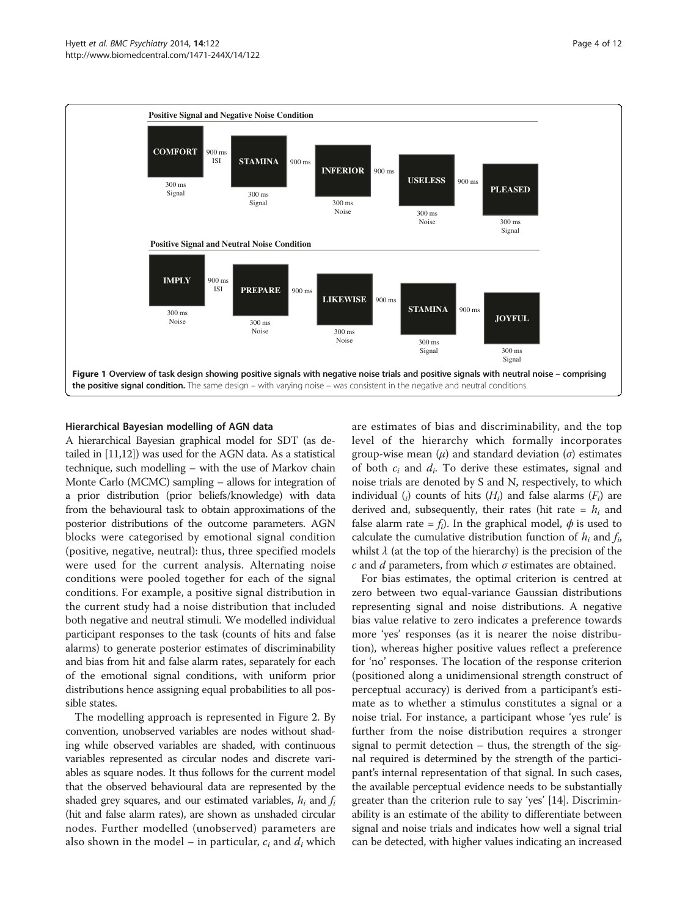**Positive Signal and Negative Noise Condition**

COMFORT — 300 ms Signal — 900 ms ISI — STAMINA — 300 ms Signal — 900 ms — INFERIOR — 300 ms Noise — 900 ms — USELESS — 300 ms Noise — 900 ms — PLEASED — 300 ms Signal

**Positive Signal and Neutral Noise Condition**

IMPLY — 300 ms Noise — 900 ms ISI — PREPARE — 300 ms Noise — 900 ms — LIKEWISE — 300 ms Noise — 900 ms — STAMINA — 300 ms Signal — 900 ms — JOYFUL — 300 ms Signal

**Figure 1 Overview of task design showing positive signals with negative noise trials and positive signals with neutral noise – comprising the positive signal condition.** The same design – with varying noise – was consistent in the negative and neutral conditions.

### Hierarchical Bayesian modelling of AGN data

A hierarchical Bayesian graphical model for SDT (as detailed in [11,12]) was used for the AGN data. As a statistical technique, such modelling – with the use of Markov chain Monte Carlo (MCMC) sampling – allows for integration of a prior distribution (prior beliefs/knowledge) with data from the behavioural task to obtain approximations of the posterior distributions of the outcome parameters. AGN blocks were categorised by emotional signal condition (positive, negative, neutral): thus, three specified models were used for the current analysis. Alternating noise conditions were pooled together for each of the signal conditions. For example, a positive signal distribution in the current study had a noise distribution that included both negative and neutral stimuli. We modelled individual participant responses to the task (counts of hits and false alarms) to generate posterior estimates of discriminability and bias from hit and false alarm rates, separately for each of the emotional signal conditions, with uniform prior distributions hence assigning equal probabilities to all possible states.

The modelling approach is represented in Figure 2. By convention, unobserved variables are nodes without shading while observed variables are shaded, with continuous variables represented as circular nodes and discrete variables as square nodes. It thus follows for the current model that the observed behavioural data are represented by the shaded grey squares, and our estimated variables, $h_i$ and $f_i$ (hit and false alarm rates), are shown as unshaded circular nodes. Further modelled (unobserved) parameters are also shown in the model – in particular, $c_i$ and $d_i$ which are estimates of bias and discriminability, and the top level of the hierarchy which formally incorporates group-wise mean ($\mu$) and standard deviation ($\sigma$) estimates of both $c_i$ and $d_i$. To derive these estimates, signal and noise trials are denoted by S and N, respectively, to which individual ($_i$) counts of hits ($H_i$) and false alarms ($F_i$) are derived and, subsequently, their rates (hit rate = $h_i$ and false alarm rate = $f_i$). In the graphical model, $\phi$ is used to calculate the cumulative distribution function of $h_i$ and $f_i$, whilst $\lambda$ (at the top of the hierarchy) is the precision of the $c$ and $d$ parameters, from which $\sigma$ estimates are obtained.

For bias estimates, the optimal criterion is centred at zero between two equal-variance Gaussian distributions representing signal and noise distributions. A negative bias value relative to zero indicates a preference towards more 'yes' responses (as it is nearer the noise distribution), whereas higher positive values reflect a preference for 'no' responses. The location of the response criterion (positioned along a unidimensional strength construct of perceptual accuracy) is derived from a participant's estimate as to whether a stimulus constitutes a signal or a noise trial. For instance, a participant whose 'yes rule' is further from the noise distribution requires a stronger signal to permit detection – thus, the strength of the signal required is determined by the strength of the participant's internal representation of that signal. In such cases, the available perceptual evidence needs to be substantially greater than the criterion rule to say 'yes' [14]. Discriminability is an estimate of the ability to differentiate between signal and noise trials and indicates how well a signal trial can be detected, with higher values indicating an increased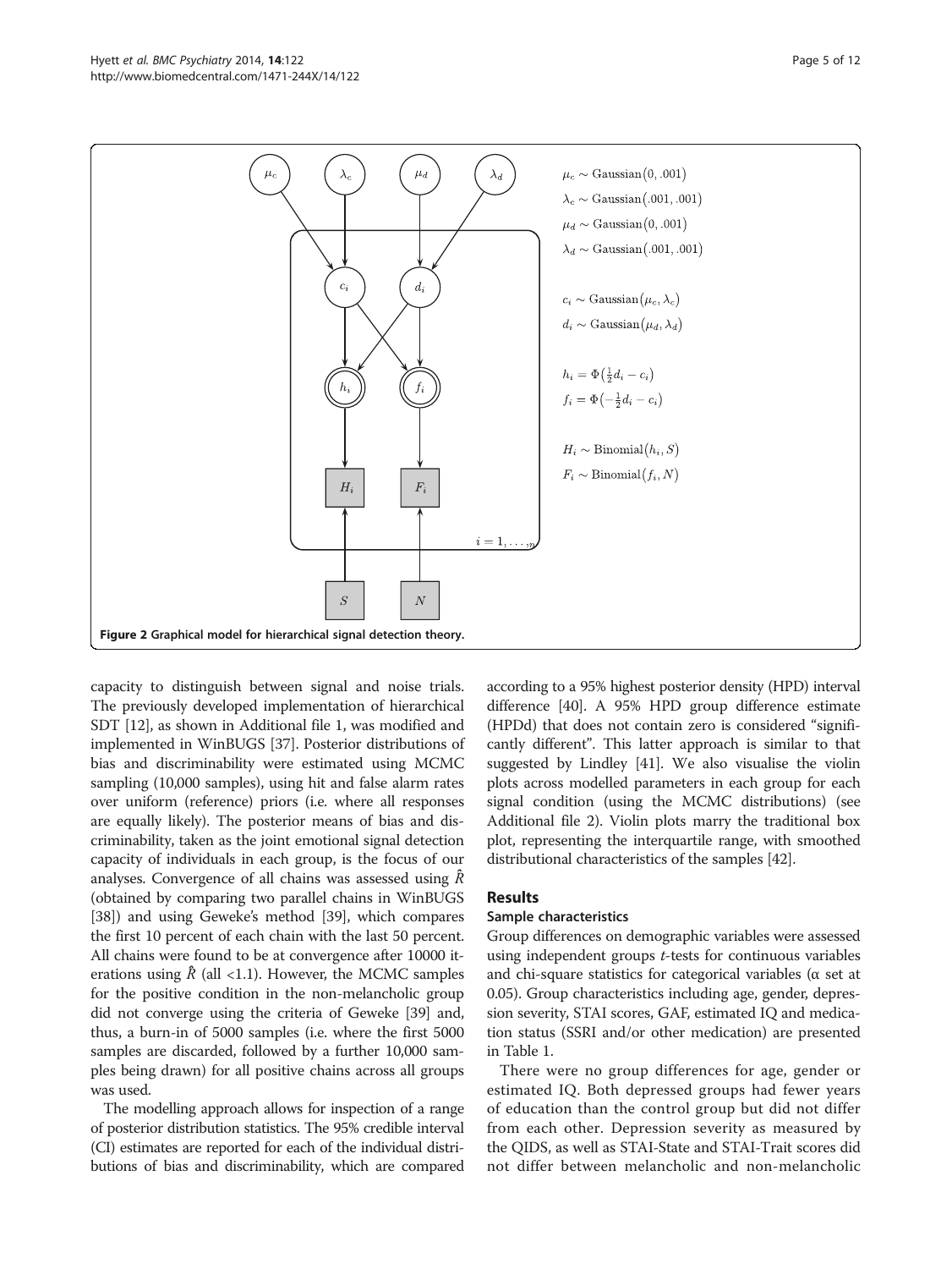$\mu_c \sim \text{Gaussian}(0, .001)$
$\lambda_c \sim \text{Gaussian}(.001, .001)$
$\mu_d \sim \text{Gaussian}(0, .001)$
$\lambda_d \sim \text{Gaussian}(.001, .001)$

$c_i \sim \text{Gaussian}(\mu_c, \lambda_c)$
$d_i \sim \text{Gaussian}(\mu_d, \lambda_d)$

$h_i = \Phi(\frac{1}{2}d_i - c_i)$
$f_i = \Phi(-\frac{1}{2}d_i - c_i)$

$H_i \sim \text{Binomial}(h_i, S)$
$F_i \sim \text{Binomial}(f_i, N)$

**Figure 2 Graphical model for hierarchical signal detection theory.**

capacity to distinguish between signal and noise trials. The previously developed implementation of hierarchical SDT [12], as shown in Additional file 1, was modified and implemented in WinBUGS [37]. Posterior distributions of bias and discriminability were estimated using MCMC sampling (10,000 samples), using hit and false alarm rates over uniform (reference) priors (i.e. where all responses are equally likely). The posterior means of bias and discriminability, taken as the joint emotional signal detection capacity of individuals in each group, is the focus of our analyses. Convergence of all chains was assessed using $\hat{R}$ (obtained by comparing two parallel chains in WinBUGS [38]) and using Geweke's method [39], which compares the first 10 percent of each chain with the last 50 percent. All chains were found to be at convergence after 10000 iterations using $\hat{R}$ (all <1.1). However, the MCMC samples for the positive condition in the non-melancholic group did not converge using the criteria of Geweke [39] and, thus, a burn-in of 5000 samples (i.e. where the first 5000 samples are discarded, followed by a further 10,000 samples being drawn) for all positive chains across all groups was used.

The modelling approach allows for inspection of a range of posterior distribution statistics. The 95% credible interval (CI) estimates are reported for each of the individual distributions of bias and discriminability, which are compared according to a 95% highest posterior density (HPD) interval difference [40]. A 95% HPD group difference estimate (HPDd) that does not contain zero is considered "significantly different". This latter approach is similar to that suggested by Lindley [41]. We also visualise the violin plots across modelled parameters in each group for each signal condition (using the MCMC distributions) (see Additional file 2). Violin plots marry the traditional box plot, representing the interquartile range, with smoothed distributional characteristics of the samples [42].

## Results

### Sample characteristics

Group differences on demographic variables were assessed using independent groups *t*-tests for continuous variables and chi-square statistics for categorical variables (α set at 0.05). Group characteristics including age, gender, depression severity, STAI scores, GAF, estimated IQ and medication status (SSRI and/or other medication) are presented in Table 1.

There were no group differences for age, gender or estimated IQ. Both depressed groups had fewer years of education than the control group but did not differ from each other. Depression severity as measured by the QIDS, as well as STAI-State and STAI-Trait scores did not differ between melancholic and non-melancholic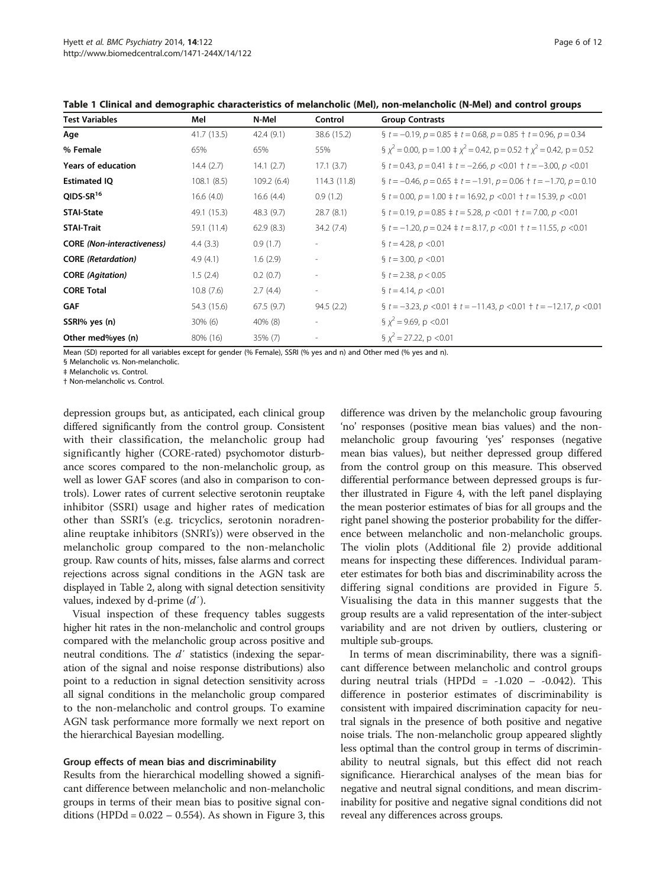**Table 1 Clinical and demographic characteristics of melancholic (Mel), non-melancholic (N-Mel) and control groups**

| Test Variables | Mel | N-Mel | Control | Group Contrasts |
|---|---|---|---|---|
| **Age** | 41.7 (13.5) | 42.4 (9.1) | 38.6 (15.2) | § $t = -0.19$, $p = 0.85$ ‡ $t = 0.68$, $p = 0.85$ † $t = 0.96$, $p = 0.34$ |
| **% Female** | 65% | 65% | 55% | § $\chi^2 = 0.00$, p = 1.00 ‡ $\chi^2 = 0.42$, p = 0.52 † $\chi^2 = 0.42$, p = 0.52 |
| **Years of education** | 14.4 (2.7) | 14.1 (2.7) | 17.1 (3.7) | § $t = 0.43$, $p = 0.41$ ‡ $t = -2.66$, $p < 0.01$ † $t = -3.00$, $p < 0.01$ |
| **Estimated IQ** | 108.1 (8.5) | 109.2 (6.4) | 114.3 (11.8) | § $t = -0.46$, $p = 0.65$ ‡ $t = -1.91$, $p = 0.06$ † $t = -1.70$, $p = 0.10$ |
| **QIDS-SR[16]** | 16.6 (4.0) | 16.6 (4.4) | 0.9 (1.2) | § $t = 0.00$, $p = 1.00$ ‡ $t = 16.92$, $p < 0.01$ † $t = 15.39$, $p < 0.01$ |
| **STAI-State** | 49.1 (15.3) | 48.3 (9.7) | 28.7 (8.1) | § $t = 0.19$, $p = 0.85$ ‡ $t = 5.28$, $p < 0.01$ † $t = 7.00$, $p < 0.01$ |
| **STAI-Trait** | 59.1 (11.4) | 62.9 (8.3) | 34.2 (7.4) | § $t = -1.20$, $p = 0.24$ ‡ $t = 8.17$, $p < 0.01$ † $t = 11.55$, $p < 0.01$ |
| **CORE** ***(Non-interactiveness)*** | 4.4 (3.3) | 0.9 (1.7) | - | § $t = 4.28$, $p < 0.01$ |
| **CORE** ***(Retardation)*** | 4.9 (4.1) | 1.6 (2.9) | - | § $t = 3.00$, $p < 0.01$ |
| **CORE** ***(Agitation)*** | 1.5 (2.4) | 0.2 (0.7) | - | § $t = 2.38$, $p < 0.05$ |
| **CORE Total** | 10.8 (7.6) | 2.7 (4.4) | - | § $t = 4.14$, $p < 0.01$ |
| **GAF** | 54.3 (15.6) | 67.5 (9.7) | 94.5 (2.2) | § $t = -3.23$, $p < 0.01$ ‡ $t = -11.43$, $p < 0.01$ † $t = -12.17$, $p < 0.01$ |
| **SSRI% yes (n)** | 30% (6) | 40% (8) | - | § $\chi^2 = 9.69$, p <0.01 |
| **Other med%yes (n)** | 80% (16) | 35% (7) | - | § $\chi^2 = 27.22$, p <0.01 |

Mean (SD) reported for all variables except for gender (% Female), SSRI (% yes and n) and Other med (% yes and n).
§ Melancholic vs. Non-melancholic.
‡ Melancholic vs. Control.
† Non-melancholic vs. Control.

depression groups but, as anticipated, each clinical group differed significantly from the control group. Consistent with their classification, the melancholic group had significantly higher (CORE-rated) psychomotor disturbance scores compared to the non-melancholic group, as well as lower GAF scores (and also in comparison to controls). Lower rates of current selective serotonin reuptake inhibitor (SSRI) usage and higher rates of medication other than SSRI's (e.g. tricyclics, serotonin noradrenaline reuptake inhibitors (SNRI's)) were observed in the melancholic group compared to the non-melancholic group. Raw counts of hits, misses, false alarms and correct rejections across signal conditions in the AGN task are displayed in Table 2, along with signal detection sensitivity values, indexed by d-prime ($d'$).

Visual inspection of these frequency tables suggests higher hit rates in the non-melancholic and control groups compared with the melancholic group across positive and neutral conditions. The $d'$ statistics (indexing the separation of the signal and noise response distributions) also point to a reduction in signal detection sensitivity across all signal conditions in the melancholic group compared to the non-melancholic and control groups. To examine AGN task performance more formally we next report on the hierarchical Bayesian modelling.

### Group effects of mean bias and discriminability

Results from the hierarchical modelling showed a significant difference between melancholic and non-melancholic groups in terms of their mean bias to positive signal conditions (HPDd = 0.022 – 0.554). As shown in Figure 3, this difference was driven by the melancholic group favouring 'no' responses (positive mean bias values) and the non-melancholic group favouring 'yes' responses (negative mean bias values), but neither depressed group differed from the control group on this measure. This observed differential performance between depressed groups is further illustrated in Figure 4, with the left panel displaying the mean posterior estimates of bias for all groups and the right panel showing the posterior probability for the difference between melancholic and non-melancholic groups. The violin plots (Additional file 2) provide additional means for inspecting these differences. Individual parameter estimates for both bias and discriminability across the differing signal conditions are provided in Figure 5. Visualising the data in this manner suggests that the group results are a valid representation of the inter-subject variability and are not driven by outliers, clustering or multiple sub-groups.

In terms of mean discriminability, there was a significant difference between melancholic and control groups during neutral trials (HPDd = -1.020 – -0.042). This difference in posterior estimates of discriminability is consistent with impaired discrimination capacity for neutral signals in the presence of both positive and negative noise trials. The non-melancholic group appeared slightly less optimal than the control group in terms of discriminability to neutral signals, but this effect did not reach significance. Hierarchical analyses of the mean bias for negative and neutral signal conditions, and mean discriminability for positive and negative signal conditions did not reveal any differences across groups.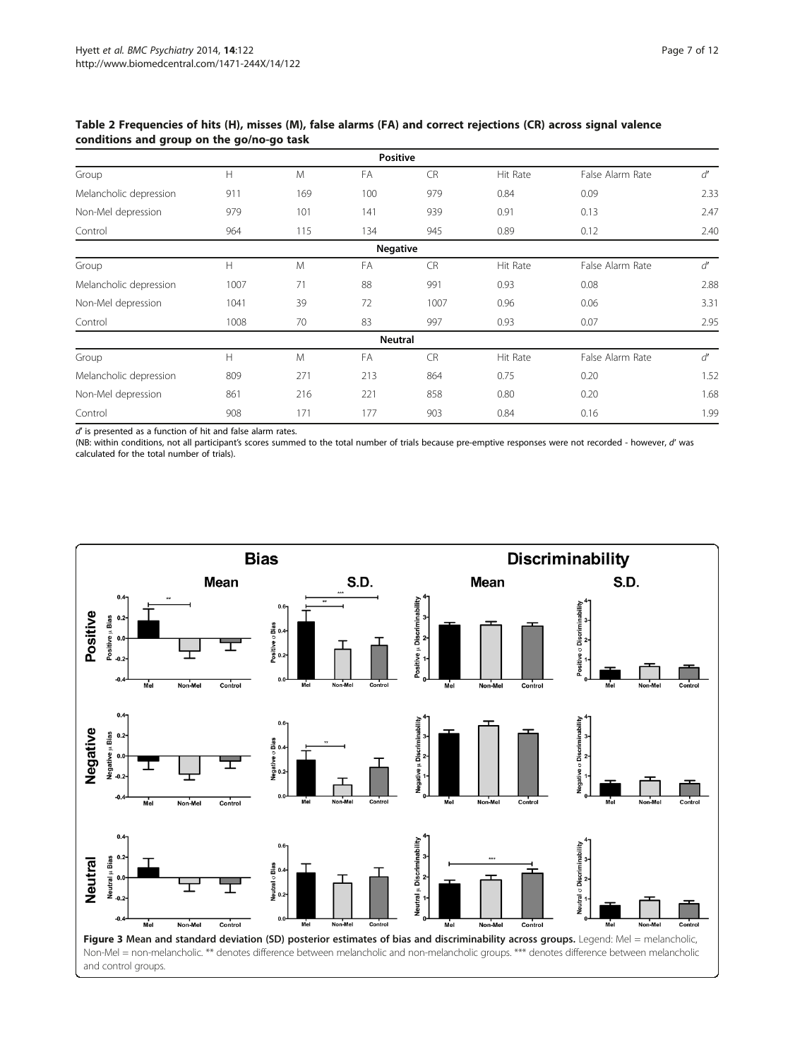**Table 2 Frequencies of hits (H), misses (M), false alarms (FA) and correct rejections (CR) across signal valence conditions and group on the go/no-go task**

| | | | **Positive** | | | | |
|---|---|---|---|---|---|---|---|
| Group | H | M | FA | CR | Hit Rate | False Alarm Rate | $d'$ |
| Melancholic depression | 911 | 169 | 100 | 979 | 0.84 | 0.09 | 2.33 |
| Non-Mel depression | 979 | 101 | 141 | 939 | 0.91 | 0.13 | 2.47 |
| Control | 964 | 115 | 134 | 945 | 0.89 | 0.12 | 2.40 |
| | | | **Negative** | | | | |
| Group | H | M | FA | CR | Hit Rate | False Alarm Rate | $d'$ |
| Melancholic depression | 1007 | 71 | 88 | 991 | 0.93 | 0.08 | 2.88 |
| Non-Mel depression | 1041 | 39 | 72 | 1007 | 0.96 | 0.06 | 3.31 |
| Control | 1008 | 70 | 83 | 997 | 0.93 | 0.07 | 2.95 |
| | | | **Neutral** | | | | |
| Group | H | M | FA | CR | Hit Rate | False Alarm Rate | $d'$ |
| Melancholic depression | 809 | 271 | 213 | 864 | 0.75 | 0.20 | 1.52 |
| Non-Mel depression | 861 | 216 | 221 | 858 | 0.80 | 0.20 | 1.68 |
| Control | 908 | 171 | 177 | 903 | 0.84 | 0.16 | 1.99 |

$d'$ is presented as a function of hit and false alarm rates.
(NB: within conditions, not all participant's scores summed to the total number of trials because pre-emptive responses were not recorded - however, $d'$ was calculated for the total number of trials).

**Figure 3 Mean and standard deviation (SD) posterior estimates of bias and discriminability across groups.** Legend: Mel = melancholic, Non-Mel = non-melancholic. ** denotes difference between melancholic and non-melancholic groups. *** denotes difference between melancholic and control groups.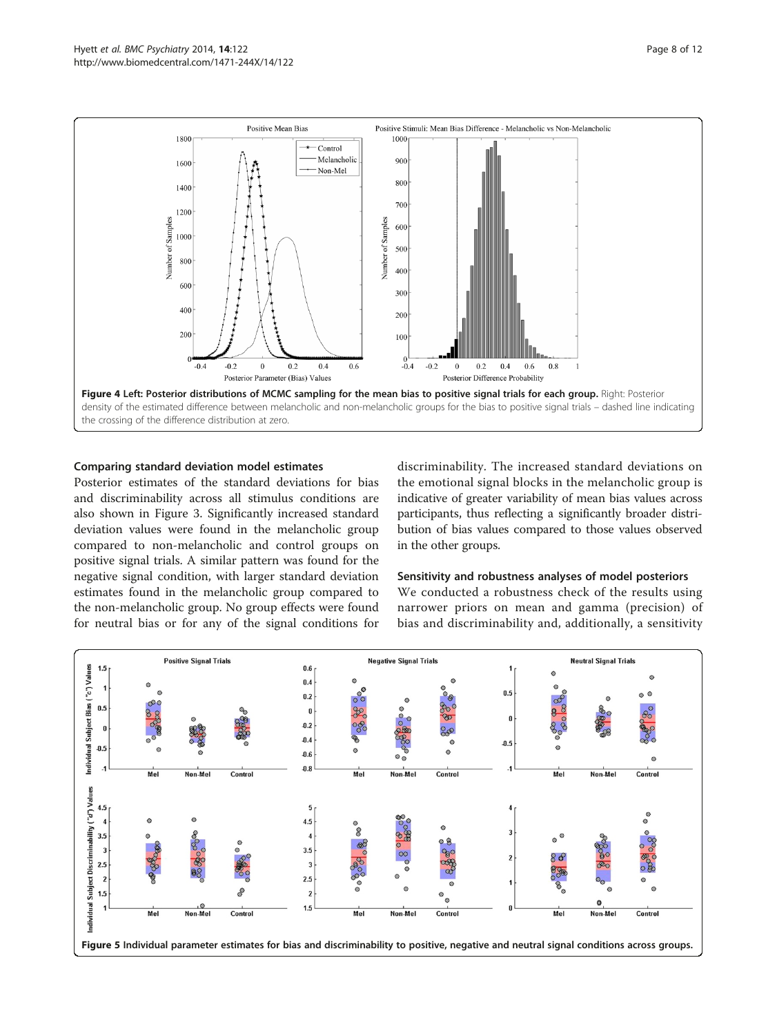**Figure 4 Left: Posterior distributions of MCMC sampling for the mean bias to positive signal trials for each group.** Right: Posterior density of the estimated difference between melancholic and non-melancholic groups for the bias to positive signal trials – dashed line indicating the crossing of the difference distribution at zero.

### Comparing standard deviation model estimates

Posterior estimates of the standard deviations for bias and discriminability across all stimulus conditions are also shown in Figure 3. Significantly increased standard deviation values were found in the melancholic group compared to non-melancholic and control groups on positive signal trials. A similar pattern was found for the negative signal condition, with larger standard deviation estimates found in the melancholic group compared to the non-melancholic group. No group effects were found for neutral bias or for any of the signal conditions for discriminability. The increased standard deviations on the emotional signal blocks in the melancholic group is indicative of greater variability of mean bias values across participants, thus reflecting a significantly broader distribution of bias values compared to those values observed in the other groups.

### Sensitivity and robustness analyses of model posteriors

We conducted a robustness check of the results using narrower priors on mean and gamma (precision) of bias and discriminability and, additionally, a sensitivity

**Figure 5 Individual parameter estimates for bias and discriminability to positive, negative and neutral signal conditions across groups.**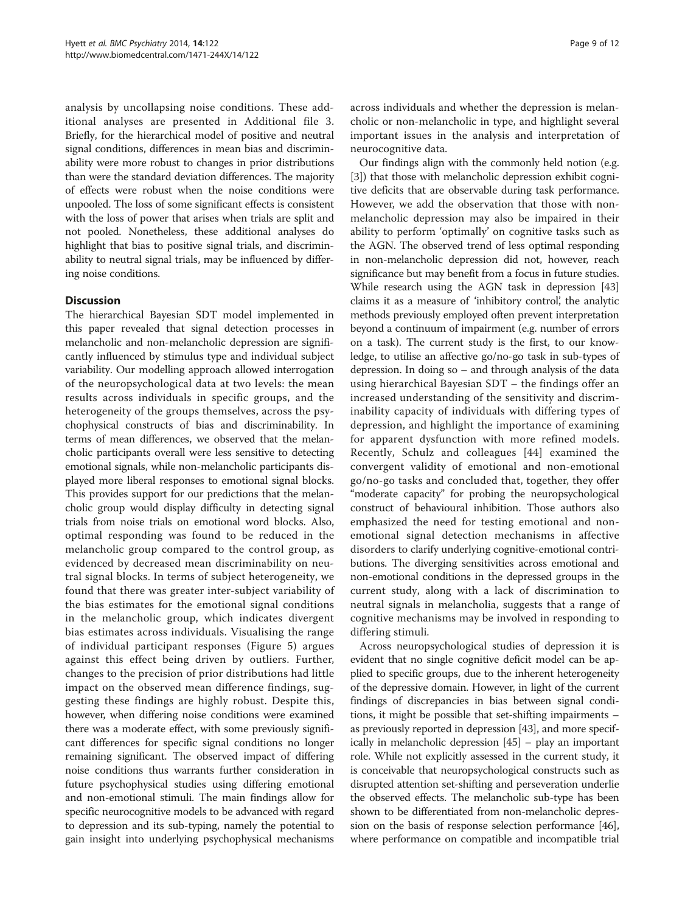analysis by uncollapsing noise conditions. These additional analyses are presented in Additional file 3. Briefly, for the hierarchical model of positive and neutral signal conditions, differences in mean bias and discriminability were more robust to changes in prior distributions than were the standard deviation differences. The majority of effects were robust when the noise conditions were unpooled. The loss of some significant effects is consistent with the loss of power that arises when trials are split and not pooled. Nonetheless, these additional analyses do highlight that bias to positive signal trials, and discriminability to neutral signal trials, may be influenced by differing noise conditions.

## Discussion

The hierarchical Bayesian SDT model implemented in this paper revealed that signal detection processes in melancholic and non-melancholic depression are significantly influenced by stimulus type and individual subject variability. Our modelling approach allowed interrogation of the neuropsychological data at two levels: the mean results across individuals in specific groups, and the heterogeneity of the groups themselves, across the psychophysical constructs of bias and discriminability. In terms of mean differences, we observed that the melancholic participants overall were less sensitive to detecting emotional signals, while non-melancholic participants displayed more liberal responses to emotional signal blocks. This provides support for our predictions that the melancholic group would display difficulty in detecting signal trials from noise trials on emotional word blocks. Also, optimal responding was found to be reduced in the melancholic group compared to the control group, as evidenced by decreased mean discriminability on neutral signal blocks. In terms of subject heterogeneity, we found that there was greater inter-subject variability of the bias estimates for the emotional signal conditions in the melancholic group, which indicates divergent bias estimates across individuals. Visualising the range of individual participant responses (Figure 5) argues against this effect being driven by outliers. Further, changes to the precision of prior distributions had little impact on the observed mean difference findings, suggesting these findings are highly robust. Despite this, however, when differing noise conditions were examined there was a moderate effect, with some previously significant differences for specific signal conditions no longer remaining significant. The observed impact of differing noise conditions thus warrants further consideration in future psychophysical studies using differing emotional and non-emotional stimuli. The main findings allow for specific neurocognitive models to be advanced with regard to depression and its sub-typing, namely the potential to gain insight into underlying psychophysical mechanisms across individuals and whether the depression is melancholic or non-melancholic in type, and highlight several important issues in the analysis and interpretation of neurocognitive data.

Our findings align with the commonly held notion (e.g. [3]) that those with melancholic depression exhibit cognitive deficits that are observable during task performance. However, we add the observation that those with non-melancholic depression may also be impaired in their ability to perform 'optimally' on cognitive tasks such as the AGN. The observed trend of less optimal responding in non-melancholic depression did not, however, reach significance but may benefit from a focus in future studies. While research using the AGN task in depression [43] claims it as a measure of 'inhibitory control', the analytic methods previously employed often prevent interpretation beyond a continuum of impairment (e.g. number of errors on a task). The current study is the first, to our knowledge, to utilise an affective go/no-go task in sub-types of depression. In doing so – and through analysis of the data using hierarchical Bayesian SDT – the findings offer an increased understanding of the sensitivity and discriminability capacity of individuals with differing types of depression, and highlight the importance of examining for apparent dysfunction with more refined models. Recently, Schulz and colleagues [44] examined the convergent validity of emotional and non-emotional go/no-go tasks and concluded that, together, they offer "moderate capacity" for probing the neuropsychological construct of behavioural inhibition. Those authors also emphasized the need for testing emotional and non-emotional signal detection mechanisms in affective disorders to clarify underlying cognitive-emotional contributions. The diverging sensitivities across emotional and non-emotional conditions in the depressed groups in the current study, along with a lack of discrimination to neutral signals in melancholia, suggests that a range of cognitive mechanisms may be involved in responding to differing stimuli.

Across neuropsychological studies of depression it is evident that no single cognitive deficit model can be applied to specific groups, due to the inherent heterogeneity of the depressive domain. However, in light of the current findings of discrepancies in bias between signal conditions, it might be possible that set-shifting impairments – as previously reported in depression [43], and more specifically in melancholic depression [45] – play an important role. While not explicitly assessed in the current study, it is conceivable that neuropsychological constructs such as disrupted attention set-shifting and perseveration underlie the observed effects. The melancholic sub-type has been shown to be differentiated from non-melancholic depression on the basis of response selection performance [46], where performance on compatible and incompatible trial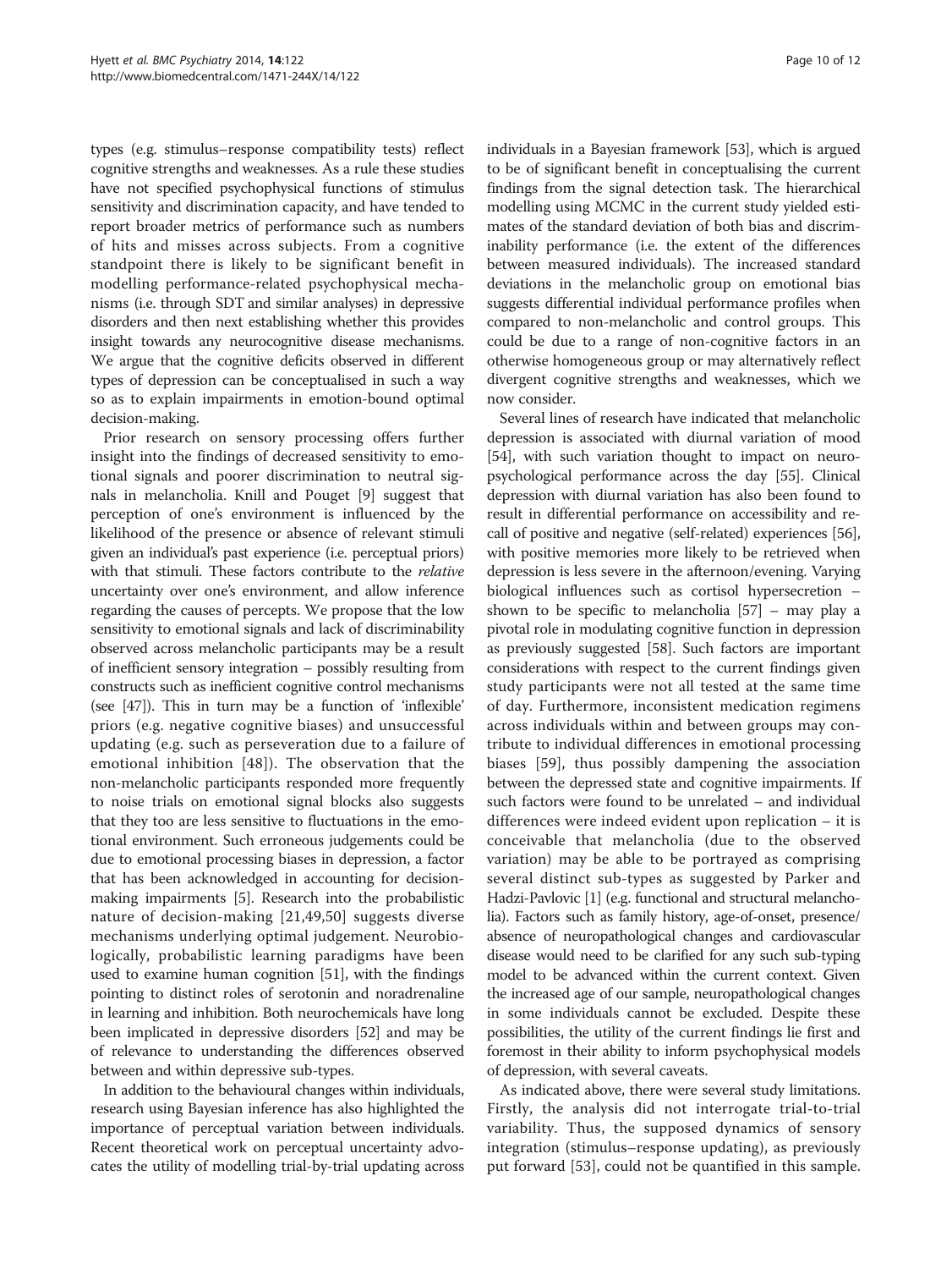types (e.g. stimulus–response compatibility tests) reflect cognitive strengths and weaknesses. As a rule these studies have not specified psychophysical functions of stimulus sensitivity and discrimination capacity, and have tended to report broader metrics of performance such as numbers of hits and misses across subjects. From a cognitive standpoint there is likely to be significant benefit in modelling performance-related psychophysical mechanisms (i.e. through SDT and similar analyses) in depressive disorders and then next establishing whether this provides insight towards any neurocognitive disease mechanisms. We argue that the cognitive deficits observed in different types of depression can be conceptualised in such a way so as to explain impairments in emotion-bound optimal decision-making.

Prior research on sensory processing offers further insight into the findings of decreased sensitivity to emotional signals and poorer discrimination to neutral signals in melancholia. Knill and Pouget [9] suggest that perception of one's environment is influenced by the likelihood of the presence or absence of relevant stimuli given an individual's past experience (i.e. perceptual priors) with that stimuli. These factors contribute to the *relative* uncertainty over one's environment, and allow inference regarding the causes of percepts. We propose that the low sensitivity to emotional signals and lack of discriminability observed across melancholic participants may be a result of inefficient sensory integration – possibly resulting from constructs such as inefficient cognitive control mechanisms (see [47]). This in turn may be a function of 'inflexible' priors (e.g. negative cognitive biases) and unsuccessful updating (e.g. such as perseveration due to a failure of emotional inhibition [48]). The observation that the non-melancholic participants responded more frequently to noise trials on emotional signal blocks also suggests that they too are less sensitive to fluctuations in the emotional environment. Such erroneous judgements could be due to emotional processing biases in depression, a factor that has been acknowledged in accounting for decision-making impairments [5]. Research into the probabilistic nature of decision-making [21,49,50] suggests diverse mechanisms underlying optimal judgement. Neurobiologically, probabilistic learning paradigms have been used to examine human cognition [51], with the findings pointing to distinct roles of serotonin and noradrenaline in learning and inhibition. Both neurochemicals have long been implicated in depressive disorders [52] and may be of relevance to understanding the differences observed between and within depressive sub-types.

In addition to the behavioural changes within individuals, research using Bayesian inference has also highlighted the importance of perceptual variation between individuals. Recent theoretical work on perceptual uncertainty advocates the utility of modelling trial-by-trial updating across individuals in a Bayesian framework [53], which is argued to be of significant benefit in conceptualising the current findings from the signal detection task. The hierarchical modelling using MCMC in the current study yielded estimates of the standard deviation of both bias and discriminability performance (i.e. the extent of the differences between measured individuals). The increased standard deviations in the melancholic group on emotional bias suggests differential individual performance profiles when compared to non-melancholic and control groups. This could be due to a range of non-cognitive factors in an otherwise homogeneous group or may alternatively reflect divergent cognitive strengths and weaknesses, which we now consider.

Several lines of research have indicated that melancholic depression is associated with diurnal variation of mood [54], with such variation thought to impact on neuropsychological performance across the day [55]. Clinical depression with diurnal variation has also been found to result in differential performance on accessibility and recall of positive and negative (self-related) experiences [56], with positive memories more likely to be retrieved when depression is less severe in the afternoon/evening. Varying biological influences such as cortisol hypersecretion – shown to be specific to melancholia [57] – may play a pivotal role in modulating cognitive function in depression as previously suggested [58]. Such factors are important considerations with respect to the current findings given study participants were not all tested at the same time of day. Furthermore, inconsistent medication regimens across individuals within and between groups may contribute to individual differences in emotional processing biases [59], thus possibly dampening the association between the depressed state and cognitive impairments. If such factors were found to be unrelated – and individual differences were indeed evident upon replication – it is conceivable that melancholia (due to the observed variation) may be able to be portrayed as comprising several distinct sub-types as suggested by Parker and Hadzi-Pavlovic [1] (e.g. functional and structural melancholia). Factors such as family history, age-of-onset, presence/absence of neuropathological changes and cardiovascular disease would need to be clarified for any such sub-typing model to be advanced within the current context. Given the increased age of our sample, neuropathological changes in some individuals cannot be excluded. Despite these possibilities, the utility of the current findings lie first and foremost in their ability to inform psychophysical models of depression, with several caveats.

As indicated above, there were several study limitations. Firstly, the analysis did not interrogate trial-to-trial variability. Thus, the supposed dynamics of sensory integration (stimulus–response updating), as previously put forward [53], could not be quantified in this sample.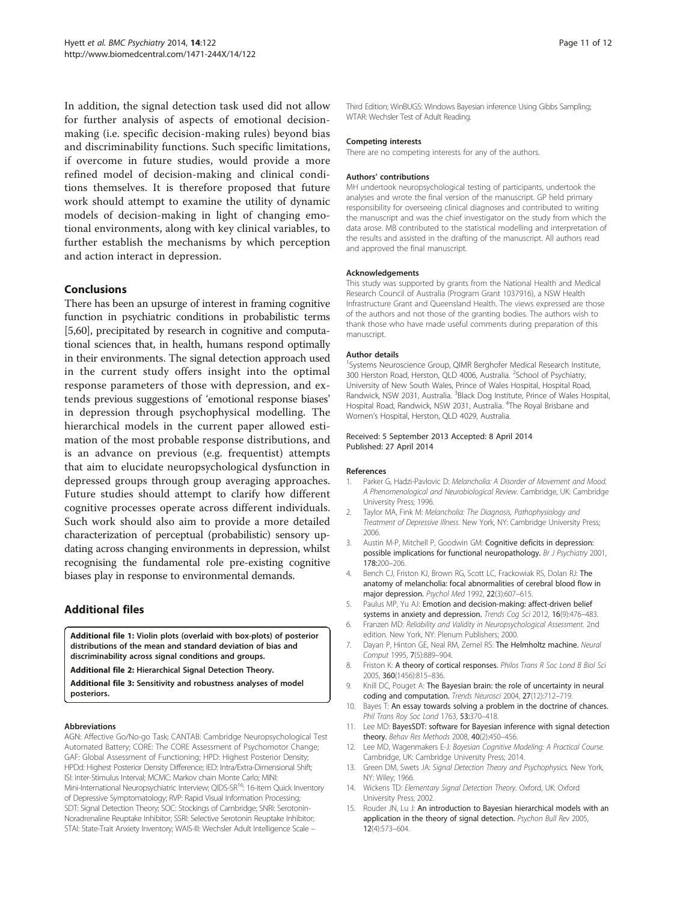In addition, the signal detection task used did not allow for further analysis of aspects of emotional decision-making (i.e. specific decision-making rules) beyond bias and discriminability functions. Such specific limitations, if overcome in future studies, would provide a more refined model of decision-making and clinical conditions themselves. It is therefore proposed that future work should attempt to examine the utility of dynamic models of decision-making in light of changing emotional environments, along with key clinical variables, to further establish the mechanisms by which perception and action interact in depression.

## Conclusions

There has been an upsurge of interest in framing cognitive function in psychiatric conditions in probabilistic terms [5,60], precipitated by research in cognitive and computational sciences that, in health, humans respond optimally in their environments. The signal detection approach used in the current study offers insight into the optimal response parameters of those with depression, and extends previous suggestions of 'emotional response biases' in depression through psychophysical modelling. The hierarchical models in the current paper allowed estimation of the most probable response distributions, and is an advance on previous (e.g. frequentist) attempts that aim to elucidate neuropsychological dysfunction in depressed groups through group averaging approaches. Future studies should attempt to clarify how different cognitive processes operate across different individuals. Such work should also aim to provide a more detailed characterization of perceptual (probabilistic) sensory updating across changing environments in depression, whilst recognising the fundamental role pre-existing cognitive biases play in response to environmental demands.

## Additional files

**Additional file 1: Violin plots (overlaid with box-plots) of posterior distributions of the mean and standard deviation of bias and discriminability across signal conditions and groups.**

**Additional file 2: Hierarchical Signal Detection Theory.**

**Additional file 3: Sensitivity and robustness analyses of model posteriors.**

#### Abbreviations

AGN: Affective Go/No-go Task; CANTAB: Cambridge Neuropsychological Test Automated Battery; CORE: The CORE Assessment of Psychomotor Change; GAF: Global Assessment of Functioning; HPD: Highest Posterior Density; HPDd: Highest Posterior Density Difference; IED: Intra/Extra-Dimensional Shift; ISI: Inter-Stimulus Interval; MCMC: Markov chain Monte Carlo; MINI: Mini-International Neuropsychiatric Interview; QIDS-SR[16]: 16-item Quick Inventory of Depressive Symptomatology; RVP: Rapid Visual Information Processing; SDT: Signal Detection Theory; SOC: Stockings of Cambridge; SNRI: Serotonin-Noradrenaline Reuptake Inhibitor; SSRI: Selective Serotonin Reuptake Inhibitor; STAI: State-Trait Anxiety Inventory; WAIS-III: Wechsler Adult Intelligence Scale – Third Edition; WinBUGS: Windows Bayesian inference Using Gibbs Sampling; WTAR: Wechsler Test of Adult Reading.

#### Competing interests

There are no competing interests for any of the authors.

#### Authors' contributions

MH undertook neuropsychological testing of participants, undertook the analyses and wrote the final version of the manuscript. GP held primary responsibility for overseeing clinical diagnoses and contributed to writing the manuscript and was the chief investigator on the study from which the data arose. MB contributed to the statistical modelling and interpretation of the results and assisted in the drafting of the manuscript. All authors read and approved the final manuscript.

#### Acknowledgements

This study was supported by grants from the National Health and Medical Research Council of Australia (Program Grant 1037916), a NSW Health Infrastructure Grant and Queensland Health. The views expressed are those of the authors and not those of the granting bodies. The authors wish to thank those who have made useful comments during preparation of this manuscript.

#### Author details

[1]Systems Neuroscience Group, QIMR Berghofer Medical Research Institute, 300 Herston Road, Herston, QLD 4006, Australia. [2]School of Psychiatry, University of New South Wales, Prince of Wales Hospital, Hospital Road, Randwick, NSW 2031, Australia. [3]Black Dog Institute, Prince of Wales Hospital, Hospital Road, Randwick, NSW 2031, Australia. [4]The Royal Brisbane and Women's Hospital, Herston, QLD 4029, Australia.

Received: 5 September 2013 Accepted: 8 April 2014
Published: 27 April 2014

#### References

1. Parker G, Hadzi-Pavlovic D: *Melancholia: A Disorder of Movement and Mood. A Phenomenological and Neurobiological Review*. Cambridge, UK: Cambridge University Press; 1996.
2. Taylor MA, Fink M: *Melancholia: The Diagnosis, Pathophysiology and Treatment of Depressive Illness*. New York, NY: Cambridge University Press; 2006.
3. Austin M-P, Mitchell P, Goodwin GM: Cognitive deficits in depression: possible implications for functional neuropathology. *Br J Psychiatry* 2001, **178**:200–206.
4. Bench CJ, Friston KJ, Brown RG, Scott LC, Frackowiak RS, Dolan RJ: The anatomy of melancholia: focal abnormalities of cerebral blood flow in major depression. *Psychol Med* 1992, **22**(3):607–615.
5. Paulus MP, Yu AJ: Emotion and decision-making: affect-driven belief systems in anxiety and depression. *Trends Cog Sci* 2012, **16**(9):476–483.
6. Franzen MD: *Reliability and Validity in Neuropsychological Assessment*. 2nd edition. New York, NY: Plenum Publishers; 2000.
7. Dayan P, Hinton GE, Neal RM, Zemel RS: The Helmholtz machine. *Neural Comput* 1995, **7**(5):889–904.
8. Friston K: A theory of cortical responses. *Philos Trans R Soc Lond B Biol Sci* 2005, **360**(1456):815–836.
9. Knill DC, Pouget A: The Bayesian brain: the role of uncertainty in neural coding and computation. *Trends Neurosci* 2004, **27**(12):712–719.
10. Bayes T: An essay towards solving a problem in the doctrine of chances. *Phil Trans Roy Soc Lond* 1763, **53**:370–418.
11. Lee MD: BayesSDT: software for Bayesian inference with signal detection theory. *Behav Res Methods* 2008, **40**(2):450–456.
12. Lee MD, Wagenmakers E-J: *Bayesian Cognitive Modeling: A Practical Course*. Cambridge, UK: Cambridge University Press; 2014.
13. Green DM, Swets JA: *Signal Detection Theory and Psychophysics*. New York, NY: Wiley; 1966.
14. Wickens TD: *Elementary Signal Detection Theory*. Oxford, UK: Oxford University Press; 2002.
15. Rouder JN, Lu J: An introduction to Bayesian hierarchical models with an application in the theory of signal detection. *Psychon Bull Rev* 2005, **12**(4):573–604.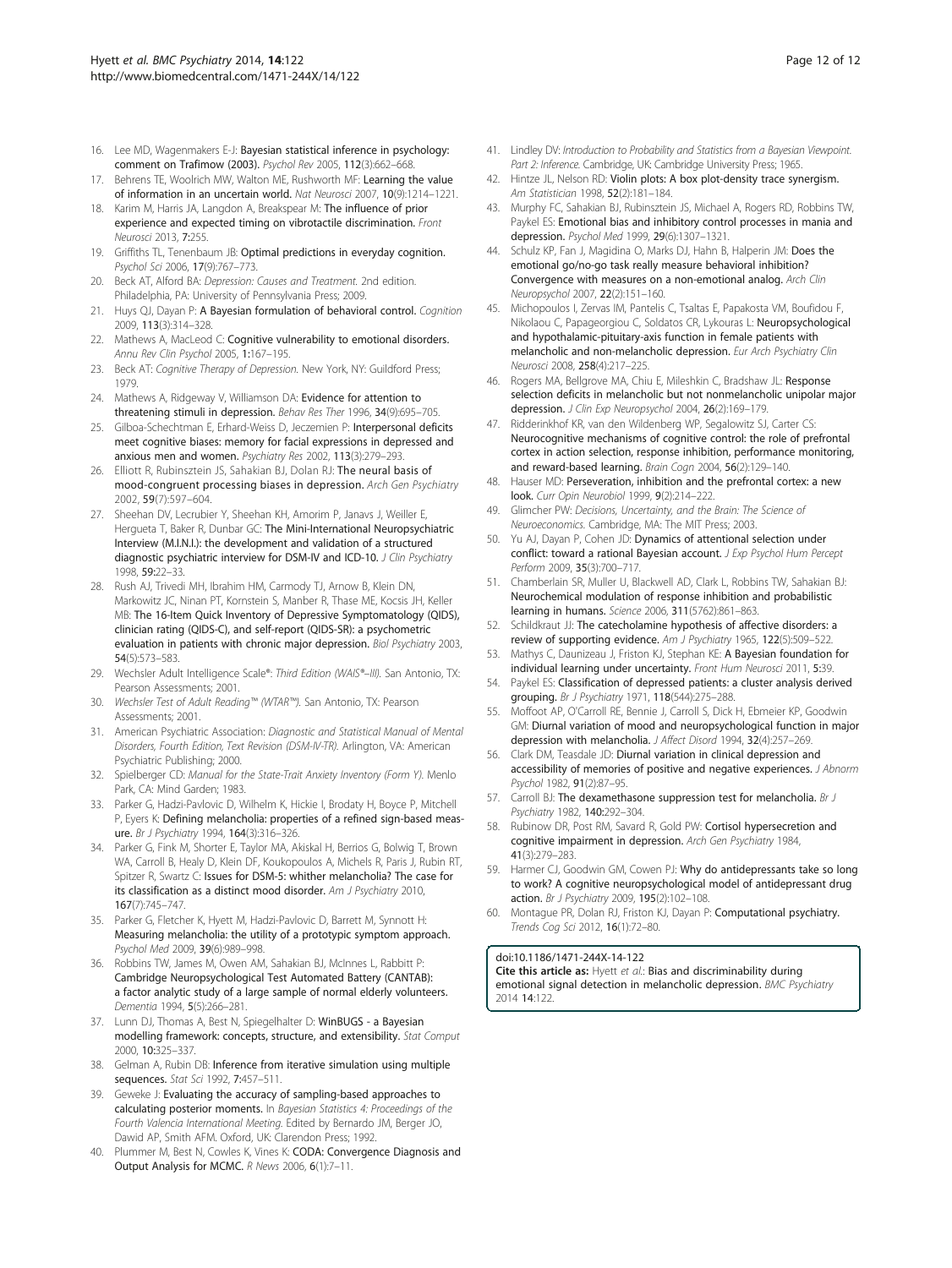16. Lee MD, Wagenmakers E-J: **Bayesian statistical inference in psychology: comment on Trafimow (2003).** *Psychol Rev* 2005, **112**(3):662–668.
17. Behrens TE, Woolrich MW, Walton ME, Rushworth MF: **Learning the value of information in an uncertain world.** *Nat Neurosci* 2007, **10**(9):1214–1221.
18. Karim M, Harris JA, Langdon A, Breakspear M: **The influence of prior experience and expected timing on vibrotactile discrimination.** *Front Neurosci* 2013, **7**:255.
19. Griffiths TL, Tenenbaum JB: **Optimal predictions in everyday cognition.** *Psychol Sci* 2006, **17**(9):767–773.
20. Beck AT, Alford BA: *Depression: Causes and Treatment.* 2nd edition. Philadelphia, PA: University of Pennsylvania Press; 2009.
21. Huys QJ, Dayan P: **A Bayesian formulation of behavioral control.** *Cognition* 2009, **113**(3):314–328.
22. Mathews A, MacLeod C: **Cognitive vulnerability to emotional disorders.** *Annu Rev Clin Psychol* 2005, **1**:167–195.
23. Beck AT: *Cognitive Therapy of Depression.* New York, NY: Guildford Press; 1979.
24. Mathews A, Ridgeway V, Williamson DA: **Evidence for attention to threatening stimuli in depression.** *Behav Res Ther* 1996, **34**(9):695–705.
25. Gilboa-Schechtman E, Erhard-Weiss D, Jeczemien P: **Interpersonal deficits meet cognitive biases: memory for facial expressions in depressed and anxious men and women.** *Psychiatry Res* 2002, **113**(3):279–293.
26. Elliott R, Rubinsztein JS, Sahakian BJ, Dolan RJ: **The neural basis of mood-congruent processing biases in depression.** *Arch Gen Psychiatry* 2002, **59**(7):597–604.
27. Sheehan DV, Lecrubier Y, Sheehan KH, Amorim P, Janavs J, Weiller E, Hergueta T, Baker R, Dunbar GC: **The Mini-International Neuropsychiatric Interview (M.I.N.I.): the development and validation of a structured diagnostic psychiatric interview for DSM-IV and ICD-10.** *J Clin Psychiatry* 1998, **59**:22–33.
28. Rush AJ, Trivedi MH, Ibrahim HM, Carmody TJ, Arnow B, Klein DN, Markowitz JC, Ninan PT, Kornstein S, Manber R, Thase ME, Kocsis JH, Keller MB: **The 16-Item Quick Inventory of Depressive Symptomatology (QIDS), clinician rating (QIDS-C), and self-report (QIDS-SR): a psychometric evaluation in patients with chronic major depression.** *Biol Psychiatry* 2003, **54**(5):573–583.
29. Wechsler Adult Intelligence Scale®: *Third Edition (WAIS®–III).* San Antonio, TX: Pearson Assessments; 2001.
30. *Wechsler Test of Adult Reading™ (WTAR™).* San Antonio, TX: Pearson Assessments; 2001.
31. American Psychiatric Association: *Diagnostic and Statistical Manual of Mental Disorders, Fourth Edition, Text Revision (DSM-IV-TR).* Arlington, VA: American Psychiatric Publishing; 2000.
32. Spielberger CD: *Manual for the State-Trait Anxiety Inventory (Form Y).* Menlo Park, CA: Mind Garden; 1983.
33. Parker G, Hadzi-Pavlovic D, Wilhelm K, Hickie I, Brodaty H, Boyce P, Mitchell P, Eyers K: **Defining melancholia: properties of a refined sign-based measure.** *Br J Psychiatry* 1994, **164**(3):316–326.
34. Parker G, Fink M, Shorter E, Taylor MA, Akiskal H, Berrios G, Bolwig T, Brown WA, Carroll B, Healy D, Klein DF, Koukopoulos A, Michels R, Paris J, Rubin RT, Spitzer R, Swartz C: **Issues for DSM-5: whither melancholia? The case for its classification as a distinct mood disorder.** *Am J Psychiatry* 2010, **167**(7):745–747.
35. Parker G, Fletcher K, Hyett M, Hadzi-Pavlovic D, Barrett M, Synnott H: **Measuring melancholia: the utility of a prototypic symptom approach.** *Psychol Med* 2009, **39**(6):989–998.
36. Robbins TW, James M, Owen AM, Sahakian BJ, McInnes L, Rabbitt P: **Cambridge Neuropsychological Test Automated Battery (CANTAB): a factor analytic study of a large sample of normal elderly volunteers.** *Dementia* 1994, **5**(5):266–281.
37. Lunn DJ, Thomas A, Best N, Spiegelhalter D: **WinBUGS - a Bayesian modelling framework: concepts, structure, and extensibility.** *Stat Comput* 2000, **10**:325–337.
38. Gelman A, Rubin DB: **Inference from iterative simulation using multiple sequences.** *Stat Sci* 1992, **7**:457–511.
39. Geweke J: **Evaluating the accuracy of sampling-based approaches to calculating posterior moments.** In *Bayesian Statistics 4: Proceedings of the Fourth Valencia International Meeting.* Edited by Bernardo JM, Berger JO, Dawid AP, Smith AFM. Oxford, UK: Clarendon Press; 1992.
40. Plummer M, Best N, Cowles K, Vines K: **CODA: Convergence Diagnosis and Output Analysis for MCMC.** *R News* 2006, **6**(1):7–11.
41. Lindley DV: *Introduction to Probability and Statistics from a Bayesian Viewpoint. Part 2: Inference.* Cambridge, UK: Cambridge University Press; 1965.
42. Hintze JL, Nelson RD: **Violin plots: A box plot-density trace synergism.** *Am Statistician* 1998, **52**(2):181–184.
43. Murphy FC, Sahakian BJ, Rubinsztein JS, Michael A, Rogers RD, Robbins TW, Paykel ES: **Emotional bias and inhibitory control processes in mania and depression.** *Psychol Med* 1999, **29**(6):1307–1321.
44. Schulz KP, Fan J, Magidina O, Marks DJ, Hahn B, Halperin JM: **Does the emotional go/no-go task really measure behavioral inhibition? Convergence with measures on a non-emotional analog.** *Arch Clin Neuropsychol* 2007, **22**(2):151–160.
45. Michopoulos I, Zervas IM, Pantelis C, Tsaltas E, Papakosta VM, Boufidou F, Nikolaou C, Papageorgiou C, Soldatos CR, Lykouras L: **Neuropsychological and hypothalamic-pituitary-axis function in female patients with melancholic and non-melancholic depression.** *Eur Arch Psychiatry Clin Neurosci* 2008, **258**(4):217–225.
46. Rogers MA, Bellgrove MA, Chiu E, Mileshkin C, Bradshaw JL: **Response selection deficits in melancholic but not nonmelancholic unipolar major depression.** *J Clin Exp Neuropsychol* 2004, **26**(2):169–179.
47. Ridderinkhof KR, van den Wildenberg WP, Segalowitz SJ, Carter CS: **Neurocognitive mechanisms of cognitive control: the role of prefrontal cortex in action selection, response inhibition, performance monitoring, and reward-based learning.** *Brain Cogn* 2004, **56**(2):129–140.
48. Hauser MD: **Perseveration, inhibition and the prefrontal cortex: a new look.** *Curr Opin Neurobiol* 1999, **9**(2):214–222.
49. Glimcher PW: *Decisions, Uncertainty, and the Brain: The Science of Neuroeconomics.* Cambridge, MA: The MIT Press; 2003.
50. Yu AJ, Dayan P, Cohen JD: **Dynamics of attentional selection under conflict: toward a rational Bayesian account.** *J Exp Psychol Hum Percept Perform* 2009, **35**(3):700–717.
51. Chamberlain SR, Muller U, Blackwell AD, Clark L, Robbins TW, Sahakian BJ: **Neurochemical modulation of response inhibition and probabilistic learning in humans.** *Science* 2006, **311**(5762):861–863.
52. Schildkraut JJ: **The catecholamine hypothesis of affective disorders: a review of supporting evidence.** *Am J Psychiatry* 1965, **122**(5):509–522.
53. Mathys C, Daunizeau J, Friston KJ, Stephan KE: **A Bayesian foundation for individual learning under uncertainty.** *Front Hum Neurosci* 2011, **5**:39.
54. Paykel ES: **Classification of depressed patients: a cluster analysis derived grouping.** *Br J Psychiatry* 1971, **118**(544):275–288.
55. Moffoot AP, O'Carroll RE, Bennie J, Carroll S, Dick H, Ebmeier KP, Goodwin GM: **Diurnal variation of mood and neuropsychological function in major depression with melancholia.** *J Affect Disord* 1994, **32**(4):257–269.
56. Clark DM, Teasdale JD: **Diurnal variation in clinical depression and accessibility of memories of positive and negative experiences.** *J Abnorm Psychol* 1982, **91**(2):87–95.
57. Carroll BJ: **The dexamethasone suppression test for melancholia.** *Br J Psychiatry* 1982, **140**:292–304.
58. Rubinow DR, Post RM, Savard R, Gold PW: **Cortisol hypersecretion and cognitive impairment in depression.** *Arch Gen Psychiatry* 1984, **41**(3):279–283.
59. Harmer CJ, Goodwin GM, Cowen PJ: **Why do antidepressants take so long to work? A cognitive neuropsychological model of antidepressant drug action.** *Br J Psychiatry* 2009, **195**(2):102–108.
60. Montague PR, Dolan RJ, Friston KJ, Dayan P: **Computational psychiatry.** *Trends Cog Sci* 2012, **16**(1):72–80.

doi:10.1186/1471-244X-14-122

**Cite this article as:** Hyett *et al.*: Bias and discriminability during emotional signal detection in melancholic depression. *BMC Psychiatry* 2014 **14**:122.